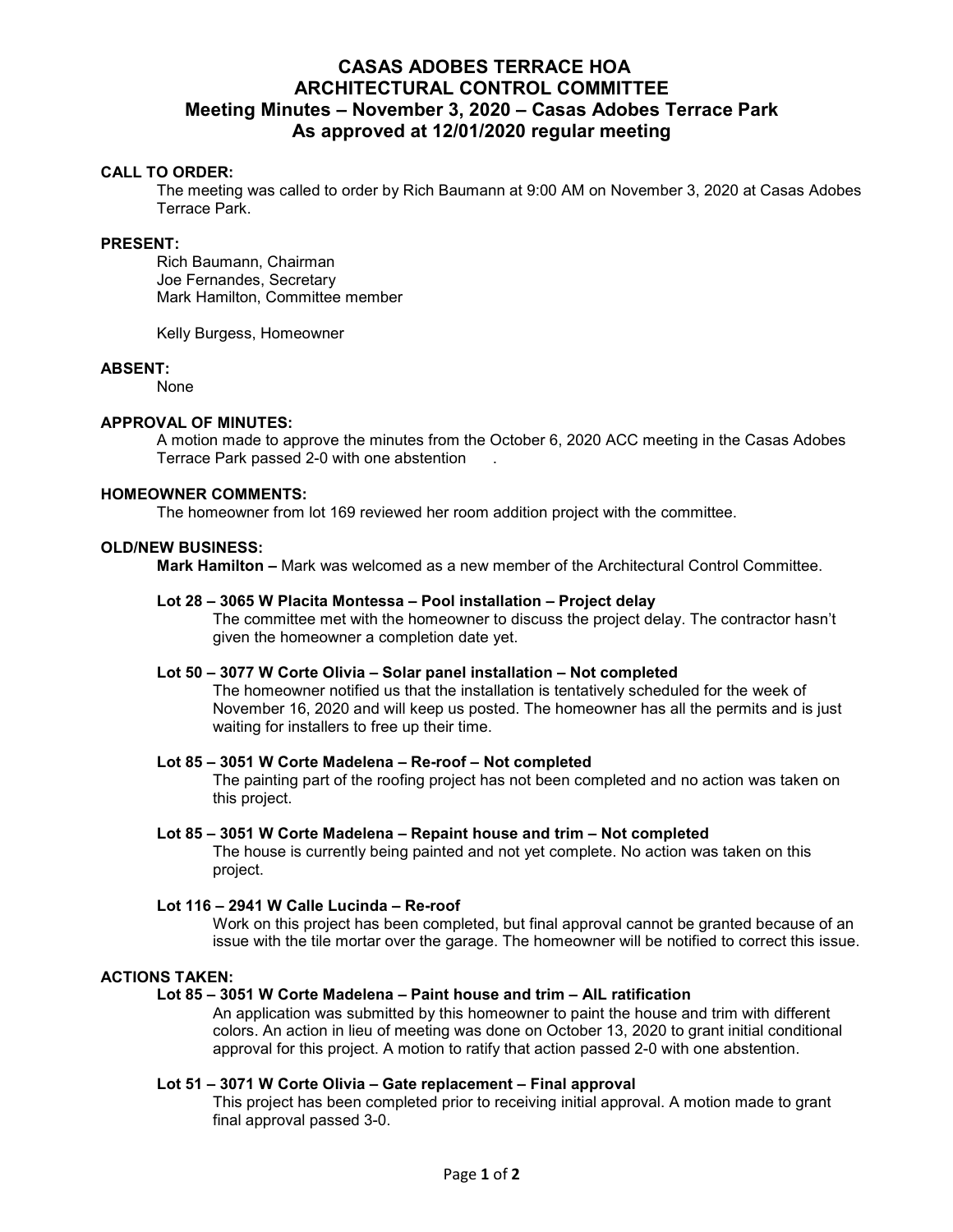# CASAS ADOBES TERRACE HOA
# ARCHITECTURAL CONTROL COMMITTEE
# Meeting Minutes – November 3, 2020 – Casas Adobes Terrace Park
# As approved at 12/01/2020 regular meeting

**CALL TO ORDER:**

The meeting was called to order by Rich Baumann at 9:00 AM on November 3, 2020 at Casas Adobes Terrace Park.

**PRESENT:**

Rich Baumann, Chairman
Joe Fernandes, Secretary
Mark Hamilton, Committee member

Kelly Burgess, Homeowner

**ABSENT:**

None

**APPROVAL OF MINUTES:**

A motion made to approve the minutes from the October 6, 2020 ACC meeting in the Casas Adobes Terrace Park passed 2-0 with one abstention .

**HOMEOWNER COMMENTS:**

The homeowner from lot 169 reviewed her room addition project with the committee.

**OLD/NEW BUSINESS:**

**Mark Hamilton –** Mark was welcomed as a new member of the Architectural Control Committee.

**Lot 28 – 3065 W Placita Montessa – Pool installation – Project delay**

The committee met with the homeowner to discuss the project delay. The contractor hasn't given the homeowner a completion date yet.

**Lot 50 – 3077 W Corte Olivia – Solar panel installation – Not completed**

The homeowner notified us that the installation is tentatively scheduled for the week of November 16, 2020 and will keep us posted. The homeowner has all the permits and is just waiting for installers to free up their time.

**Lot 85 – 3051 W Corte Madelena – Re-roof – Not completed**

The painting part of the roofing project has not been completed and no action was taken on this project.

**Lot 85 – 3051 W Corte Madelena – Repaint house and trim – Not completed**

The house is currently being painted and not yet complete. No action was taken on this project.

**Lot 116 – 2941 W Calle Lucinda – Re-roof**

Work on this project has been completed, but final approval cannot be granted because of an issue with the tile mortar over the garage. The homeowner will be notified to correct this issue.

**ACTIONS TAKEN:**

**Lot 85 – 3051 W Corte Madelena – Paint house and trim – AIL ratification**

An application was submitted by this homeowner to paint the house and trim with different colors. An action in lieu of meeting was done on October 13, 2020 to grant initial conditional approval for this project. A motion to ratify that action passed 2-0 with one abstention.

**Lot 51 – 3071 W Corte Olivia – Gate replacement – Final approval**

This project has been completed prior to receiving initial approval. A motion made to grant final approval passed 3-0.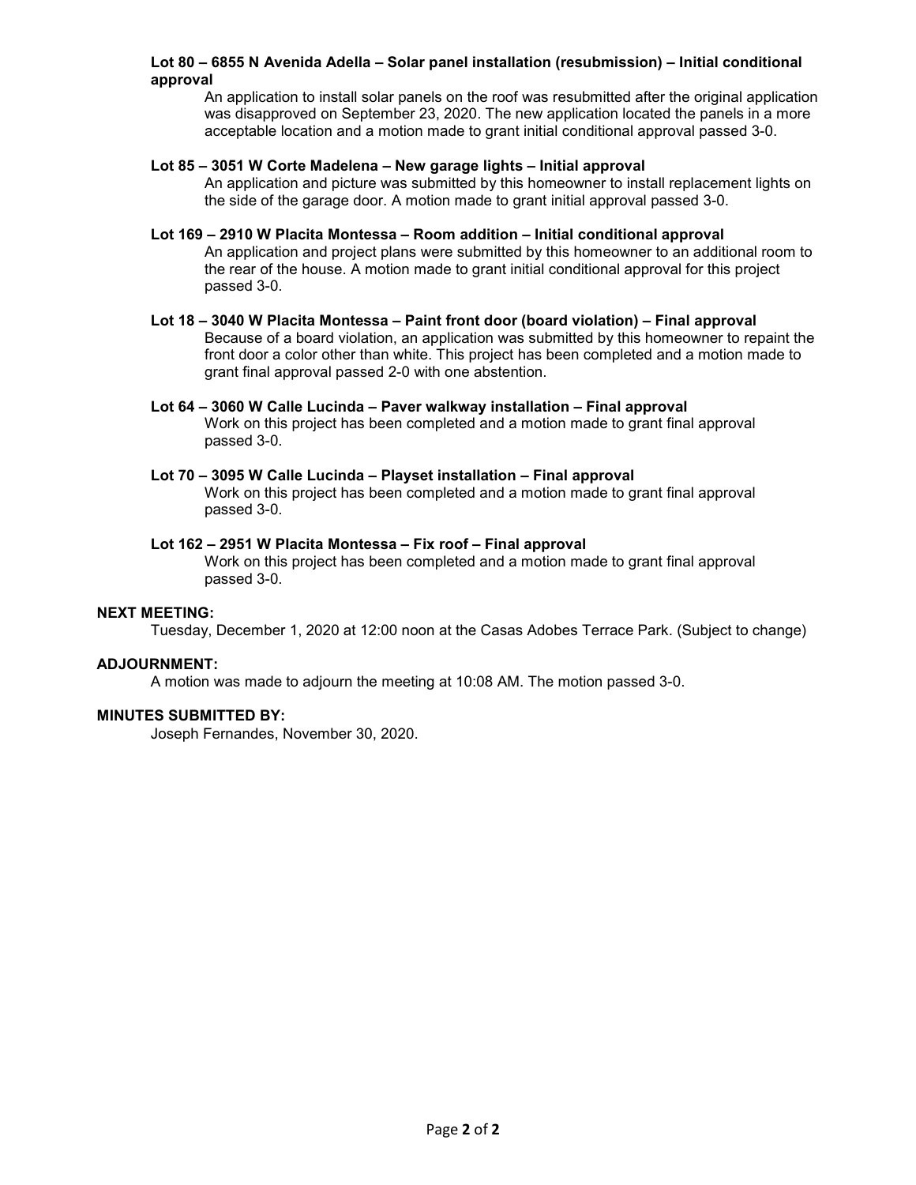**Lot 80 – 6855 N Avenida Adella – Solar panel installation (resubmission) – Initial conditional approval**

An application to install solar panels on the roof was resubmitted after the original application was disapproved on September 23, 2020. The new application located the panels in a more acceptable location and a motion made to grant initial conditional approval passed 3-0.

**Lot 85 – 3051 W Corte Madelena – New garage lights – Initial approval**

An application and picture was submitted by this homeowner to install replacement lights on the side of the garage door. A motion made to grant initial approval passed 3-0.

**Lot 169 – 2910 W Placita Montessa – Room addition – Initial conditional approval**

An application and project plans were submitted by this homeowner to an additional room to the rear of the house. A motion made to grant initial conditional approval for this project passed 3-0.

**Lot 18 – 3040 W Placita Montessa – Paint front door (board violation) – Final approval**

Because of a board violation, an application was submitted by this homeowner to repaint the front door a color other than white. This project has been completed and a motion made to grant final approval passed 2-0 with one abstention.

**Lot 64 – 3060 W Calle Lucinda – Paver walkway installation – Final approval**

Work on this project has been completed and a motion made to grant final approval passed 3-0.

**Lot 70 – 3095 W Calle Lucinda – Playset installation – Final approval**

Work on this project has been completed and a motion made to grant final approval passed 3-0.

**Lot 162 – 2951 W Placita Montessa – Fix roof – Final approval**

Work on this project has been completed and a motion made to grant final approval passed 3-0.

**NEXT MEETING:**

Tuesday, December 1, 2020 at 12:00 noon at the Casas Adobes Terrace Park. (Subject to change)

**ADJOURNMENT:**

A motion was made to adjourn the meeting at 10:08 AM. The motion passed 3-0.

**MINUTES SUBMITTED BY:**

Joseph Fernandes, November 30, 2020.